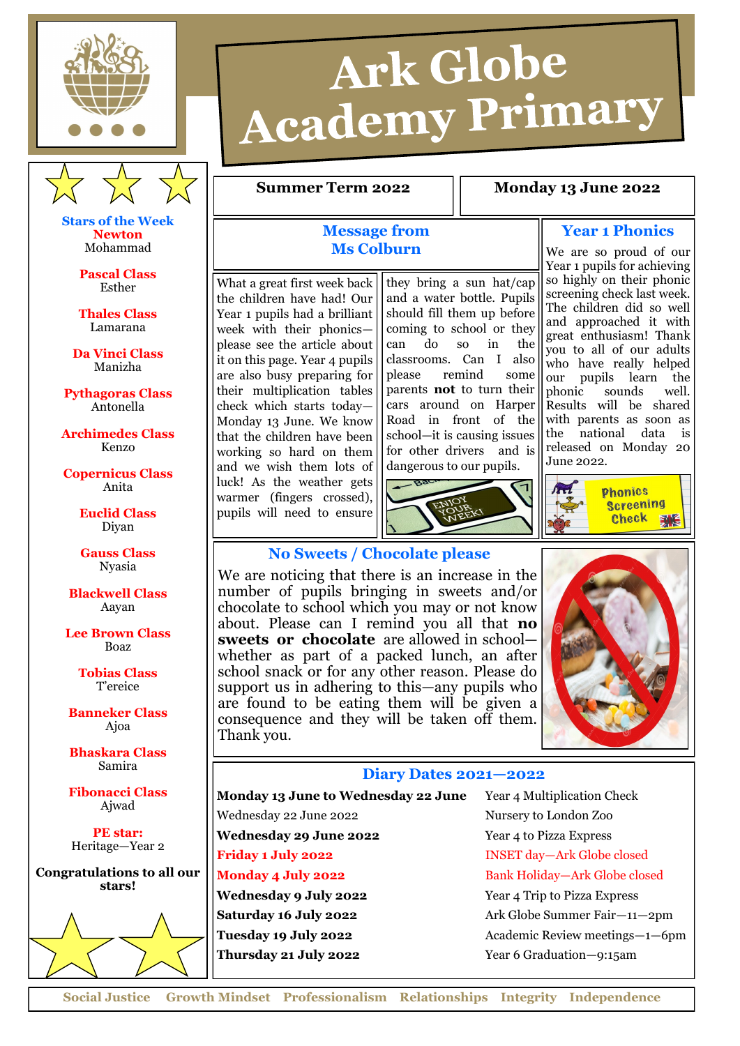# Ark Globe Academy Primary

**Summer Term 2022** | **Monday 13 June 2022**

## Stars of the Week

**Newton**
Mohammad

**Pascal Class**
Esther

**Thales Class**
Lamarana

**Da Vinci Class**
Manizha

**Pythagoras Class**
Antonella

**Archimedes Class**
Kenzo

**Copernicus Class**
Anita

**Euclid Class**
Diyan

**Gauss Class**
Nyasia

**Blackwell Class**
Aayan

**Lee Brown Class**
Boaz

**Tobias Class**
T'ereice

**Banneker Class**
Ajoa

**Bhaskara Class**
Samira

**Fibonacci Class**
Ajwad

**PE star:**
Heritage—Year 2

**Congratulations to all our stars!**

## Message from Ms Colburn

What a great first week back the children have had! Our Year 1 pupils had a brilliant week with their phonics—please see the article about it on this page. Year 4 pupils are also busy preparing for their multiplication tables check which starts today—Monday 13 June. We know that the children have been working so hard on them and we wish them lots of luck! As the weather gets warmer (fingers crossed), pupils will need to ensure they bring a sun hat/cap and a water bottle. Pupils should fill them up before coming to school or they can do so in the classrooms. Can I also please remind some parents **not** to turn their cars around on Harper Road in front of the school—it is causing issues for other drivers and is dangerous to our pupils.

## Year 1 Phonics

We are so proud of our Year 1 pupils for achieving so highly on their phonic screening check last week. The children did so well and approached it with great enthusiasm! Thank you to all of our adults who have really helped our pupils learn the phonic sounds well. Results will be shared with parents as soon as the national data is released on Monday 20 June 2022.

## No Sweets / Chocolate please

We are noticing that there is an increase in the number of pupils bringing in sweets and/or chocolate to school which you may or not know about. Please can I remind you all that **no sweets or chocolate** are allowed in school—whether as part of a packed lunch, an after school snack or for any other reason. Please do support us in adhering to this—any pupils who are found to be eating them will be given a consequence and they will be taken off them. Thank you.

## Diary Dates 2021—2022

| Date | Event |
|---|---|
| **Monday 13 June to Wednesday 22 June** | Year 4 Multiplication Check |
| Wednesday 22 June 2022 | Nursery to London Zoo |
| **Wednesday 29 June 2022** | Year 4 to Pizza Express |
| **Friday 1 July 2022** | INSET day—Ark Globe closed |
| **Monday 4 July 2022** | Bank Holiday—Ark Globe closed |
| **Wednesday 9 July 2022** | Year 4 Trip to Pizza Express |
| **Saturday 16 July 2022** | Ark Globe Summer Fair—11—2pm |
| **Tuesday 19 July 2022** | Academic Review meetings—1—6pm |
| **Thursday 21 July 2022** | Year 6 Graduation—9:15am |

Social Justice Growth Mindset Professionalism Relationships Integrity Independence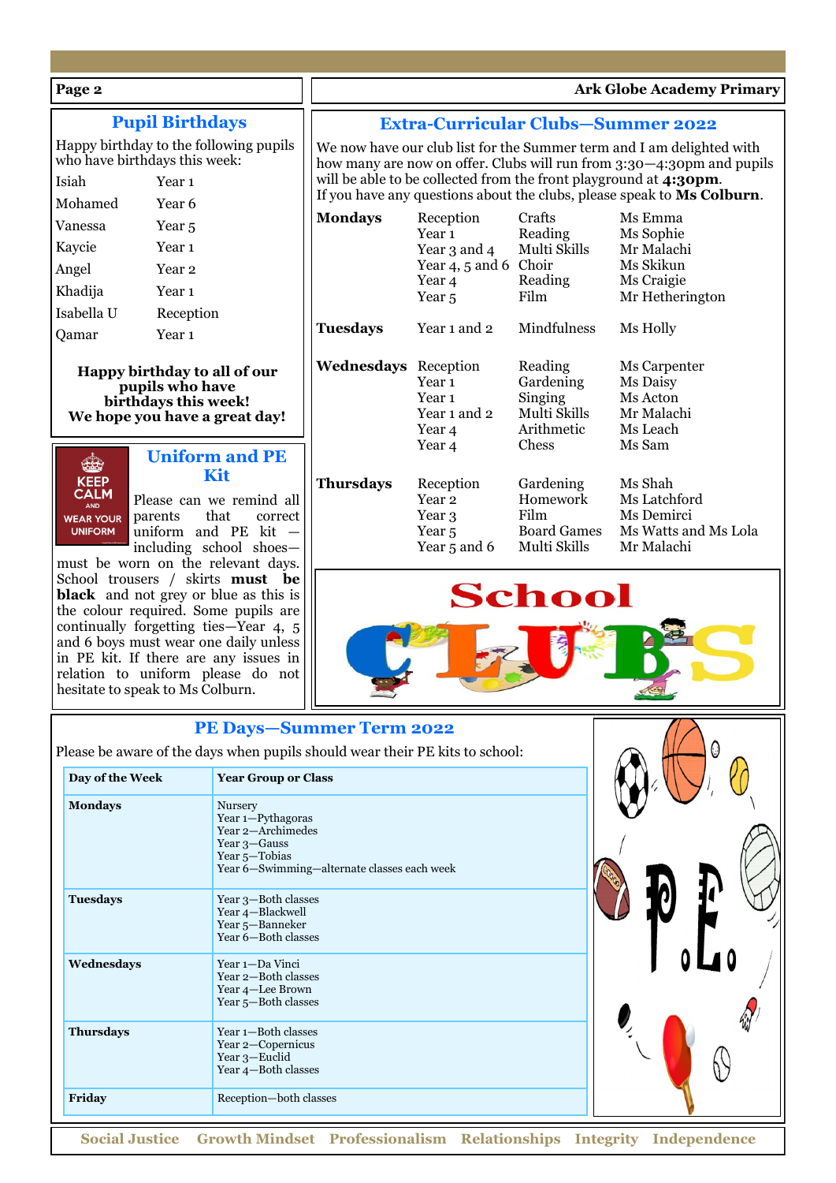## Pupil Birthdays

Happy birthday to the following pupils who have birthdays this week:

| | |
|---|---|
| Isiah | Year 1 |
| Mohamed | Year 6 |
| Vanessa | Year 5 |
| Kaycie | Year 1 |
| Angel | Year 2 |
| Khadija | Year 1 |
| Isabella U | Reception |
| Qamar | Year 1 |

**Happy birthday to all of our pupils who have birthdays this week! We hope you have a great day!**

## Uniform and PE Kit

KEEP CALM AND WEAR YOUR UNIFORM

Please can we remind all parents that correct uniform and PE kit — including school shoes— must be worn on the relevant days. School trousers / skirts **must be black** and not grey or blue as this is the colour required. Some pupils are continually forgetting ties—Year 4, 5 and 6 boys must wear one daily unless in PE kit. If there are any issues in relation to uniform please do not hesitate to speak to Ms Colburn.

## Extra-Curricular Clubs—Summer 2022

We now have our club list for the Summer term and I am delighted with how many are now on offer. Clubs will run from 3:30—4:30pm and pupils will be able to be collected from the front playground at **4:30pm**.
If you have any questions about the clubs, please speak to **Ms Colburn**.

| | | | |
|---|---|---|---|
| **Mondays** | Reception | Crafts | Ms Emma |
| | Year 1 | Reading | Ms Sophie |
| | Year 3 and 4 | Multi Skills | Mr Malachi |
| | Year 4, 5 and 6 | Choir | Ms Skikun |
| | Year 4 | Reading | Ms Craigie |
| | Year 5 | Film | Mr Hetherington |
| **Tuesdays** | Year 1 and 2 | Mindfulness | Ms Holly |
| **Wednesdays** | Reception | Reading | Ms Carpenter |
| | Year 1 | Gardening | Ms Daisy |
| | Year 1 | Singing | Ms Acton |
| | Year 1 and 2 | Multi Skills | Mr Malachi |
| | Year 4 | Arithmetic | Ms Leach |
| | Year 4 | Chess | Ms Sam |
| **Thursdays** | Reception | Gardening | Ms Shah |
| | Year 2 | Homework | Ms Latchford |
| | Year 3 | Film | Ms Demirci |
| | Year 5 | Board Games | Ms Watts and Ms Lola |
| | Year 5 and 6 | Multi Skills | Mr Malachi |

School CLUBS

## PE Days—Summer Term 2022

Please be aware of the days when pupils should wear their PE kits to school:

| Day of the Week | Year Group or Class |
|---|---|
| **Mondays** | Nursery<br>Year 1—Pythagoras<br>Year 2—Archimedes<br>Year 3—Gauss<br>Year 5—Tobias<br>Year 6—Swimming—alternate classes each week |
| **Tuesdays** | Year 3—Both classes<br>Year 4—Blackwell<br>Year 5—Banneker<br>Year 6—Both classes |
| **Wednesdays** | Year 1—Da Vinci<br>Year 2—Both classes<br>Year 4—Lee Brown<br>Year 5—Both classes |
| **Thursdays** | Year 1—Both classes<br>Year 2—Copernicus<br>Year 3—Euclid<br>Year 4—Both classes |
| **Friday** | Reception—both classes |

P.E.

Social Justice Growth Mindset Professionalism Relationships Integrity Independence